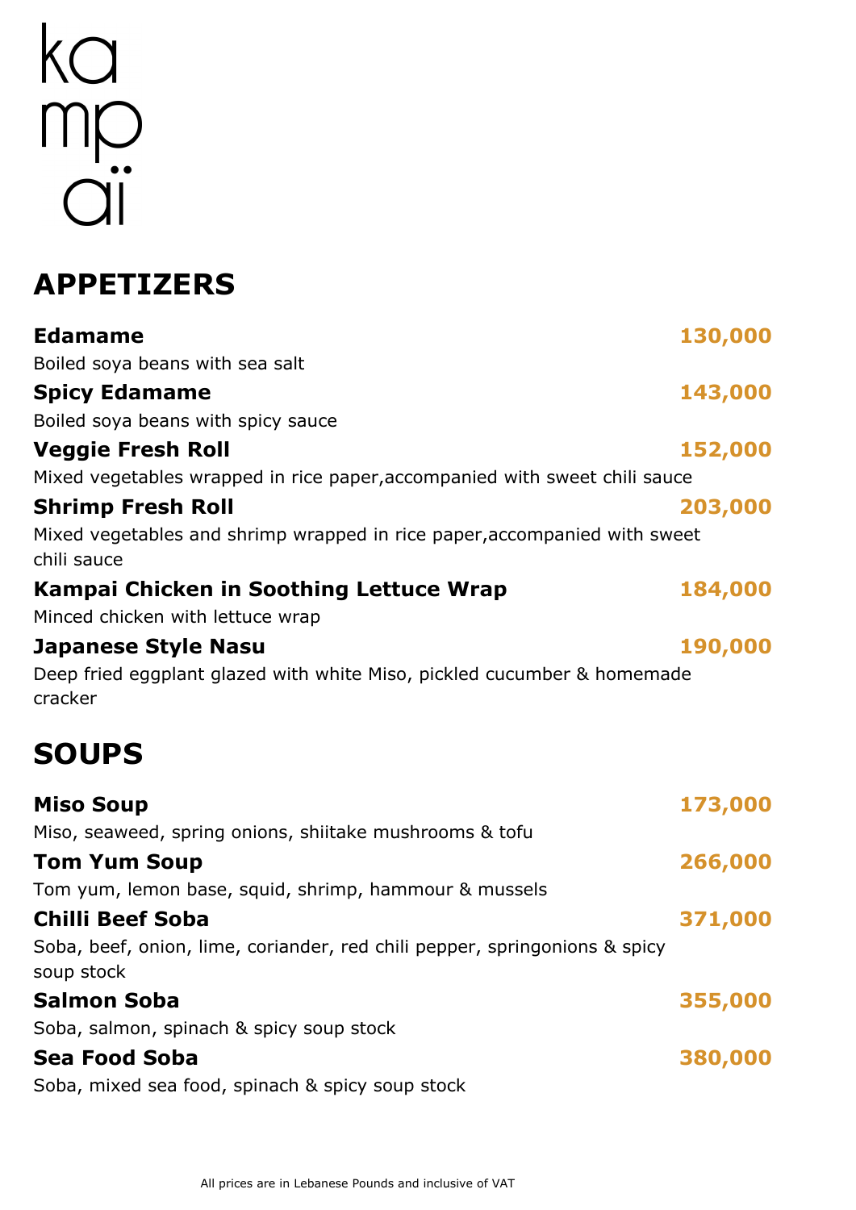# kampaï

## APPETIZERS

**Edamame** **130,000**
Boiled soya beans with sea salt

**Spicy Edamame** **143,000**
Boiled soya beans with spicy sauce

**Veggie Fresh Roll** **152,000**
Mixed vegetables wrapped in rice paper,accompanied with sweet chili sauce

**Shrimp Fresh Roll** **203,000**
Mixed vegetables and shrimp wrapped in rice paper,accompanied with sweet chili sauce

**Kampai Chicken in Soothing Lettuce Wrap** **184,000**
Minced chicken with lettuce wrap

**Japanese Style Nasu** **190,000**
Deep fried eggplant glazed with white Miso, pickled cucumber & homemade cracker

## SOUPS

**Miso Soup** **173,000**
Miso, seaweed, spring onions, shiitake mushrooms & tofu

**Tom Yum Soup** **266,000**
Tom yum, lemon base, squid, shrimp, hammour & mussels

**Chilli Beef Soba** **371,000**
Soba, beef, onion, lime, coriander, red chili pepper, springonions & spicy soup stock

**Salmon Soba** **355,000**
Soba, salmon, spinach & spicy soup stock

**Sea Food Soba** **380,000**
Soba, mixed sea food, spinach & spicy soup stock

All prices are in Lebanese Pounds and inclusive of VAT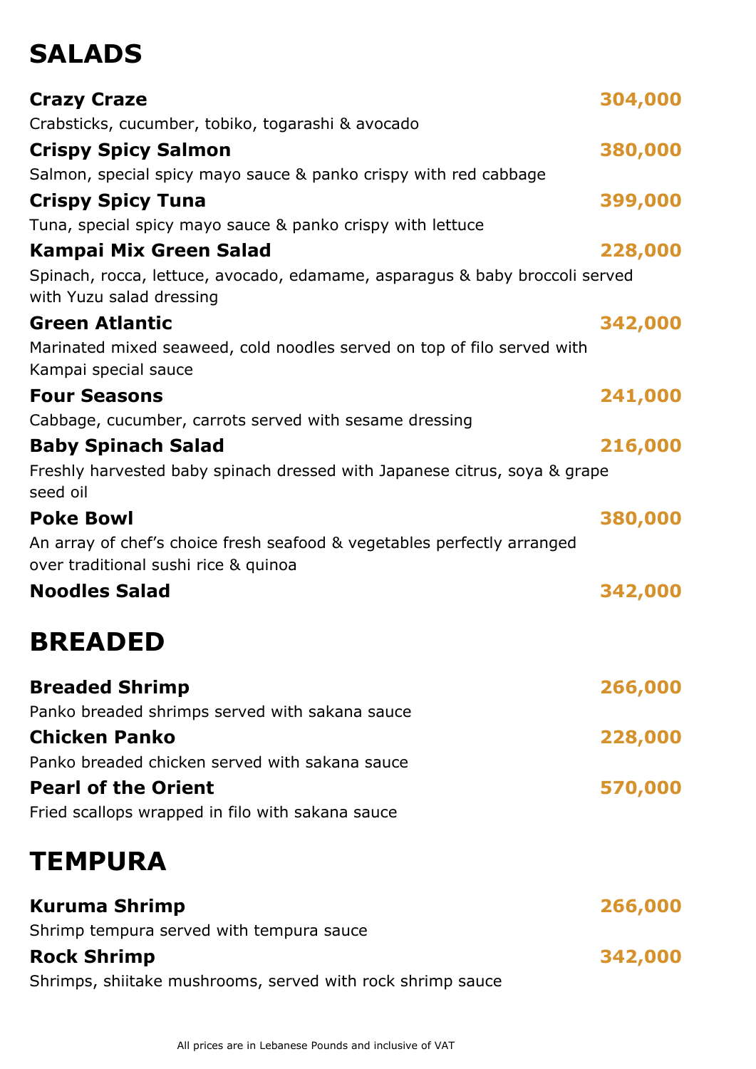# SALADS

**Crazy Craze** **304,000**
Crabsticks, cucumber, tobiko, togarashi & avocado

**Crispy Spicy Salmon** **380,000**
Salmon, special spicy mayo sauce & panko crispy with red cabbage

**Crispy Spicy Tuna** **399,000**
Tuna, special spicy mayo sauce & panko crispy with lettuce

**Kampai Mix Green Salad** **228,000**
Spinach, rocca, lettuce, avocado, edamame, asparagus & baby broccoli served with Yuzu salad dressing

**Green Atlantic** **342,000**
Marinated mixed seaweed, cold noodles served on top of filo served with Kampai special sauce

**Four Seasons** **241,000**
Cabbage, cucumber, carrots served with sesame dressing

**Baby Spinach Salad** **216,000**
Freshly harvested baby spinach dressed with Japanese citrus, soya & grape seed oil

**Poke Bowl** **380,000**
An array of chef's choice fresh seafood & vegetables perfectly arranged over traditional sushi rice & quinoa

**Noodles Salad** **342,000**

# BREADED

**Breaded Shrimp** **266,000**
Panko breaded shrimps served with sakana sauce

**Chicken Panko** **228,000**
Panko breaded chicken served with sakana sauce

**Pearl of the Orient** **570,000**
Fried scallops wrapped in filo with sakana sauce

# TEMPURA

**Kuruma Shrimp** **266,000**
Shrimp tempura served with tempura sauce

**Rock Shrimp** **342,000**
Shrimps, shiitake mushrooms, served with rock shrimp sauce

All prices are in Lebanese Pounds and inclusive of VAT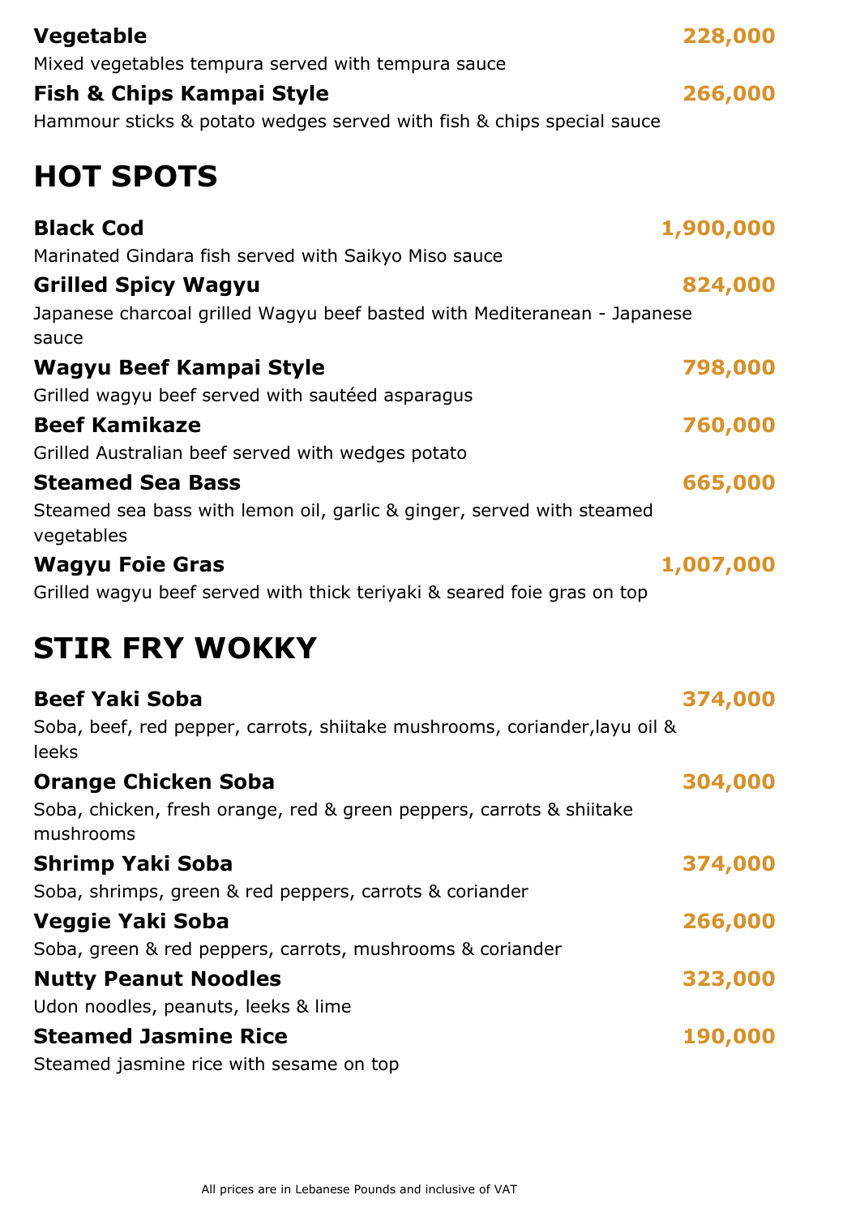**Vegetable** **228,000**

Mixed vegetables tempura served with tempura sauce

**Fish & Chips Kampai Style** **266,000**

Hammour sticks & potato wedges served with fish & chips special sauce

# HOT SPOTS

**Black Cod** **1,900,000**

Marinated Gindara fish served with Saikyo Miso sauce

**Grilled Spicy Wagyu** **824,000**

Japanese charcoal grilled Wagyu beef basted with Mediteranean - Japanese sauce

**Wagyu Beef Kampai Style** **798,000**

Grilled wagyu beef served with sautéed asparagus

**Beef Kamikaze** **760,000**

Grilled Australian beef served with wedges potato

**Steamed Sea Bass** **665,000**

Steamed sea bass with lemon oil, garlic & ginger, served with steamed vegetables

**Wagyu Foie Gras** **1,007,000**

Grilled wagyu beef served with thick teriyaki & seared foie gras on top

# STIR FRY WOKKY

**Beef Yaki Soba** **374,000**

Soba, beef, red pepper, carrots, shiitake mushrooms, coriander,layu oil & leeks

**Orange Chicken Soba** **304,000**

Soba, chicken, fresh orange, red & green peppers, carrots & shiitake mushrooms

**Shrimp Yaki Soba** **374,000**

Soba, shrimps, green & red peppers, carrots & coriander

**Veggie Yaki Soba** **266,000**

Soba, green & red peppers, carrots, mushrooms & coriander

**Nutty Peanut Noodles** **323,000**

Udon noodles, peanuts, leeks & lime

**Steamed Jasmine Rice** **190,000**

Steamed jasmine rice with sesame on top

All prices are in Lebanese Pounds and inclusive of VAT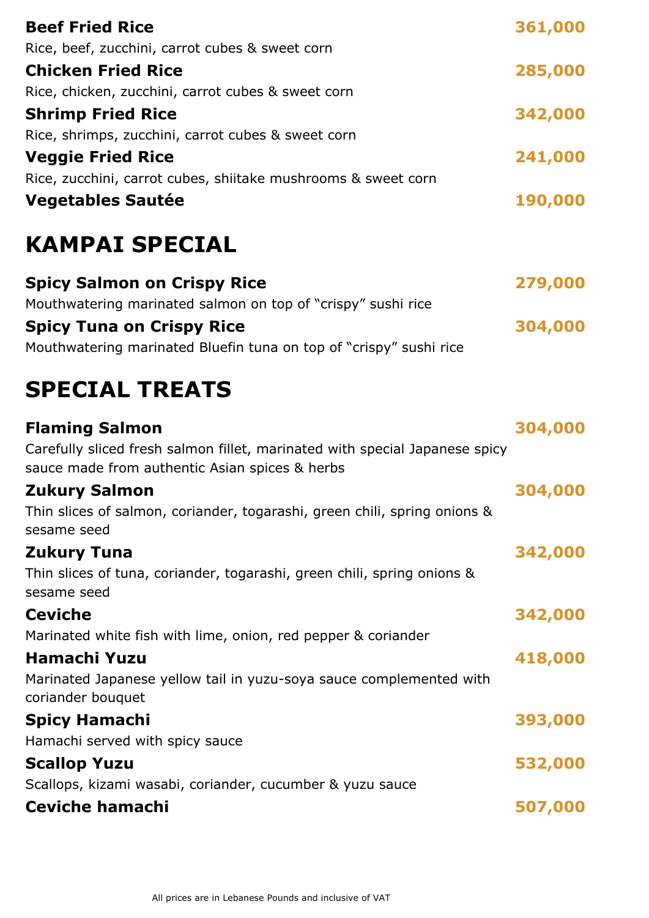**Beef Fried Rice** 361,000

Rice, beef, zucchini, carrot cubes & sweet corn

**Chicken Fried Rice** 285,000

Rice, chicken, zucchini, carrot cubes & sweet corn

**Shrimp Fried Rice** 342,000

Rice, shrimps, zucchini, carrot cubes & sweet corn

**Veggie Fried Rice** 241,000

Rice, zucchini, carrot cubes, shiitake mushrooms & sweet corn

**Vegetables Sautée** 190,000

# KAMPAI SPECIAL

**Spicy Salmon on Crispy Rice** 279,000

Mouthwatering marinated salmon on top of "crispy" sushi rice

**Spicy Tuna on Crispy Rice** 304,000

Mouthwatering marinated Bluefin tuna on top of "crispy" sushi rice

# SPECIAL TREATS

**Flaming Salmon** 304,000

Carefully sliced fresh salmon fillet, marinated with special Japanese spicy sauce made from authentic Asian spices & herbs

**Zukury Salmon** 304,000

Thin slices of salmon, coriander, togarashi, green chili, spring onions & sesame seed

**Zukury Tuna** 342,000

Thin slices of tuna, coriander, togarashi, green chili, spring onions & sesame seed

**Ceviche** 342,000

Marinated white fish with lime, onion, red pepper & coriander

**Hamachi Yuzu** 418,000

Marinated Japanese yellow tail in yuzu-soya sauce complemented with coriander bouquet

**Spicy Hamachi** 393,000

Hamachi served with spicy sauce

**Scallop Yuzu** 532,000

Scallops, kizami wasabi, coriander, cucumber & yuzu sauce

**Ceviche hamachi** 507,000

All prices are in Lebanese Pounds and inclusive of VAT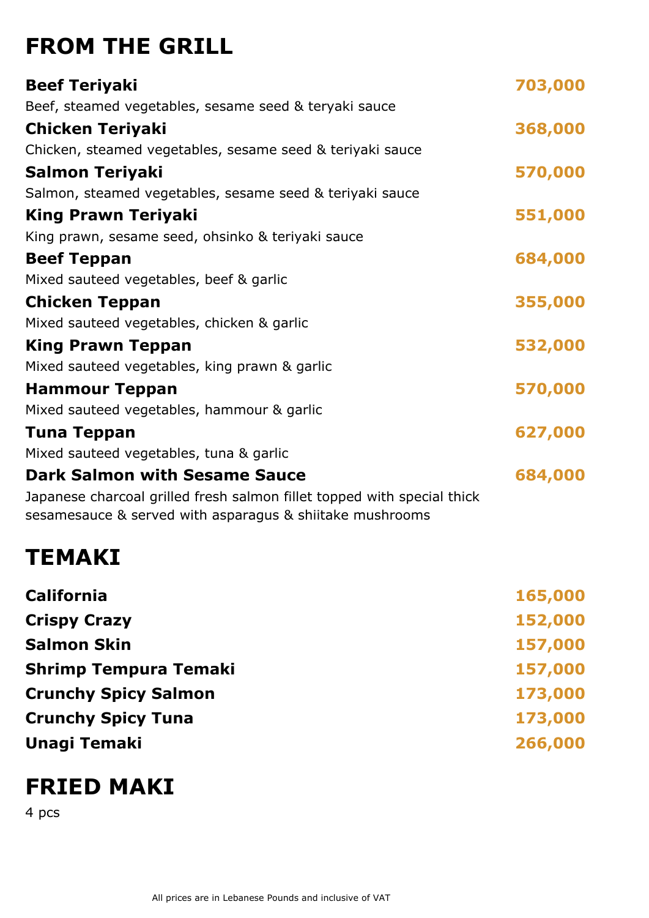# FROM THE GRILL

**Beef Teriyaki** — **703,000**
Beef, steamed vegetables, sesame seed & teryaki sauce

**Chicken Teriyaki** — **368,000**
Chicken, steamed vegetables, sesame seed & teriyaki sauce

**Salmon Teriyaki** — **570,000**
Salmon, steamed vegetables, sesame seed & teriyaki sauce

**King Prawn Teriyaki** — **551,000**
King prawn, sesame seed, ohsinko & teriyaki sauce

**Beef Teppan** — **684,000**
Mixed sauteed vegetables, beef & garlic

**Chicken Teppan** — **355,000**
Mixed sauteed vegetables, chicken & garlic

**King Prawn Teppan** — **532,000**
Mixed sauteed vegetables, king prawn & garlic

**Hammour Teppan** — **570,000**
Mixed sauteed vegetables, hammour & garlic

**Tuna Teppan** — **627,000**
Mixed sauteed vegetables, tuna & garlic

**Dark Salmon with Sesame Sauce** — **684,000**
Japanese charcoal grilled fresh salmon fillet topped with special thick sesamesauce & served with asparagus & shiitake mushrooms

# TEMAKI

| | |
|---|---|
| **California** | **165,000** |
| **Crispy Crazy** | **152,000** |
| **Salmon Skin** | **157,000** |
| **Shrimp Tempura Temaki** | **157,000** |
| **Crunchy Spicy Salmon** | **173,000** |
| **Crunchy Spicy Tuna** | **173,000** |
| **Unagi Temaki** | **266,000** |

# FRIED MAKI

4 pcs

All prices are in Lebanese Pounds and inclusive of VAT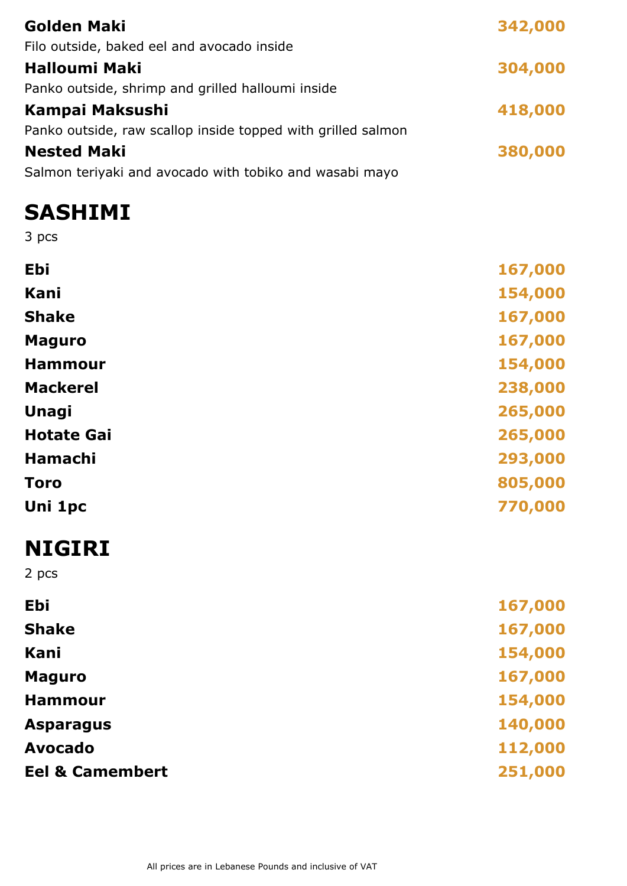**Golden Maki** 342,000
Filo outside, baked eel and avocado inside

**Halloumi Maki** 304,000
Panko outside, shrimp and grilled halloumi inside

**Kampai Maksushi** 418,000
Panko outside, raw scallop inside topped with grilled salmon

**Nested Maki** 380,000
Salmon teriyaki and avocado with tobiko and wasabi mayo

# SASHIMI

3 pcs

| | |
|---|---|
| **Ebi** | 167,000 |
| **Kani** | 154,000 |
| **Shake** | 167,000 |
| **Maguro** | 167,000 |
| **Hammour** | 154,000 |
| **Mackerel** | 238,000 |
| **Unagi** | 265,000 |
| **Hotate Gai** | 265,000 |
| **Hamachi** | 293,000 |
| **Toro** | 805,000 |
| **Uni 1pc** | 770,000 |

# NIGIRI

2 pcs

| | |
|---|---|
| **Ebi** | 167,000 |
| **Shake** | 167,000 |
| **Kani** | 154,000 |
| **Maguro** | 167,000 |
| **Hammour** | 154,000 |
| **Asparagus** | 140,000 |
| **Avocado** | 112,000 |
| **Eel & Camembert** | 251,000 |

All prices are in Lebanese Pounds and inclusive of VAT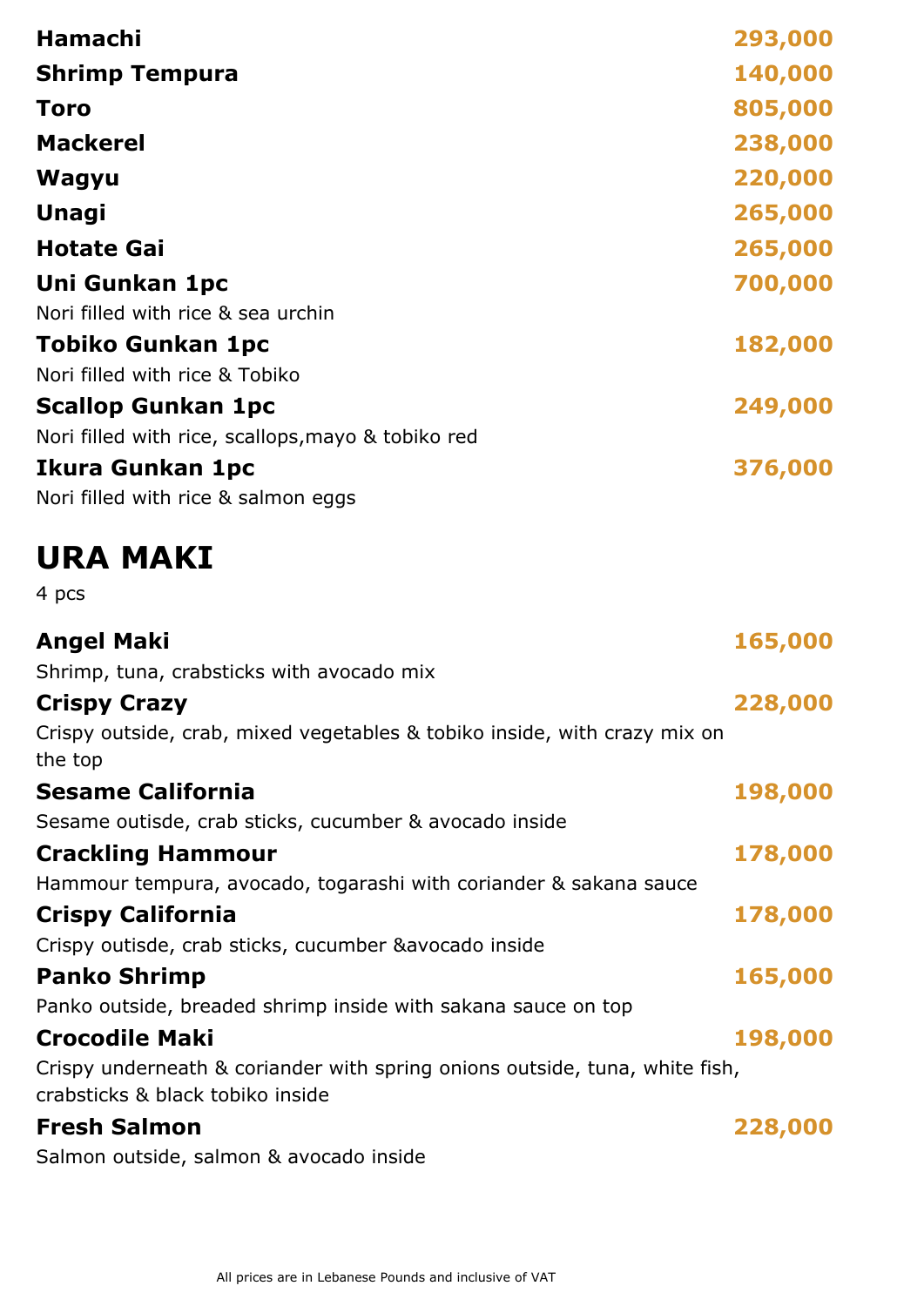**Hamachi** 293,000

**Shrimp Tempura** 140,000

**Toro** 805,000

**Mackerel** 238,000

**Wagyu** 220,000

**Unagi** 265,000

**Hotate Gai** 265,000

**Uni Gunkan 1pc** 700,000
Nori filled with rice & sea urchin

**Tobiko Gunkan 1pc** 182,000
Nori filled with rice & Tobiko

**Scallop Gunkan 1pc** 249,000
Nori filled with rice, scallops,mayo & tobiko red

**Ikura Gunkan 1pc** 376,000
Nori filled with rice & salmon eggs

# URA MAKI

4 pcs

**Angel Maki** 165,000
Shrimp, tuna, crabsticks with avocado mix

**Crispy Crazy** 228,000
Crispy outside, crab, mixed vegetables & tobiko inside, with crazy mix on the top

**Sesame California** 198,000
Sesame outisde, crab sticks, cucumber & avocado inside

**Crackling Hammour** 178,000
Hammour tempura, avocado, togarashi with coriander & sakana sauce

**Crispy California** 178,000
Crispy outisde, crab sticks, cucumber &avocado inside

**Panko Shrimp** 165,000
Panko outside, breaded shrimp inside with sakana sauce on top

**Crocodile Maki** 198,000
Crispy underneath & coriander with spring onions outside, tuna, white fish, crabsticks & black tobiko inside

**Fresh Salmon** 228,000
Salmon outside, salmon & avocado inside

All prices are in Lebanese Pounds and inclusive of VAT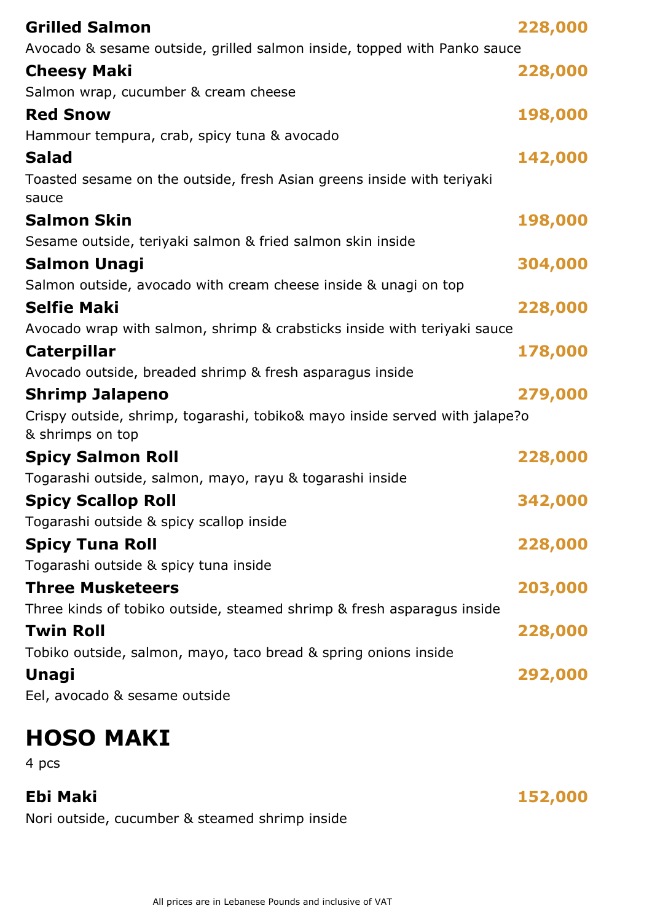**Grilled Salmon** **228,000**

Avocado & sesame outside, grilled salmon inside, topped with Panko sauce

**Cheesy Maki** **228,000**

Salmon wrap, cucumber & cream cheese

**Red Snow** **198,000**

Hammour tempura, crab, spicy tuna & avocado

**Salad** **142,000**

Toasted sesame on the outside, fresh Asian greens inside with teriyaki sauce

**Salmon Skin** **198,000**

Sesame outside, teriyaki salmon & fried salmon skin inside

**Salmon Unagi** **304,000**

Salmon outside, avocado with cream cheese inside & unagi on top

**Selfie Maki** **228,000**

Avocado wrap with salmon, shrimp & crabsticks inside with teriyaki sauce

**Caterpillar** **178,000**

Avocado outside, breaded shrimp & fresh asparagus inside

**Shrimp Jalapeno** **279,000**

Crispy outside, shrimp, togarashi, tobiko& mayo inside served with jalape?o & shrimps on top

**Spicy Salmon Roll** **228,000**

Togarashi outside, salmon, mayo, rayu & togarashi inside

**Spicy Scallop Roll** **342,000**

Togarashi outside & spicy scallop inside

**Spicy Tuna Roll** **228,000**

Togarashi outside & spicy tuna inside

**Three Musketeers** **203,000**

Three kinds of tobiko outside, steamed shrimp & fresh asparagus inside

**Twin Roll** **228,000**

Tobiko outside, salmon, mayo, taco bread & spring onions inside

**Unagi** **292,000**

Eel, avocado & sesame outside

# HOSO MAKI

4 pcs

**Ebi Maki** **152,000**

Nori outside, cucumber & steamed shrimp inside

All prices are in Lebanese Pounds and inclusive of VAT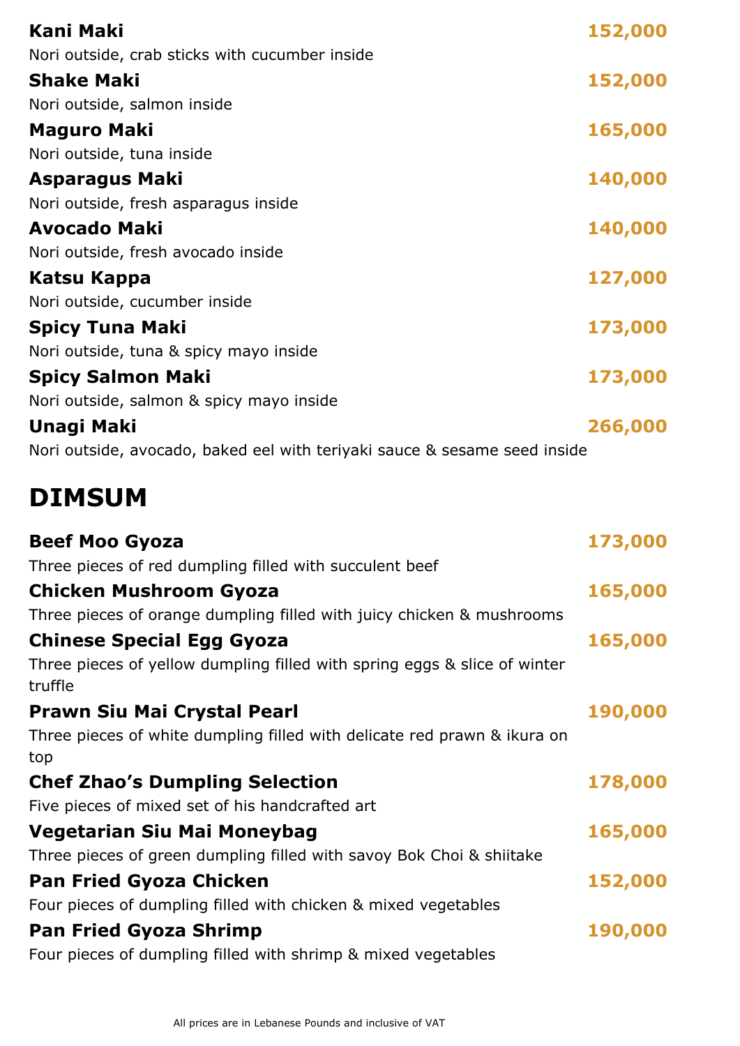**Kani Maki** **152,000**
Nori outside, crab sticks with cucumber inside

**Shake Maki** **152,000**
Nori outside, salmon inside

**Maguro Maki** **165,000**
Nori outside, tuna inside

**Asparagus Maki** **140,000**
Nori outside, fresh asparagus inside

**Avocado Maki** **140,000**
Nori outside, fresh avocado inside

**Katsu Kappa** **127,000**
Nori outside, cucumber inside

**Spicy Tuna Maki** **173,000**
Nori outside, tuna & spicy mayo inside

**Spicy Salmon Maki** **173,000**
Nori outside, salmon & spicy mayo inside

**Unagi Maki** **266,000**
Nori outside, avocado, baked eel with teriyaki sauce & sesame seed inside

# DIMSUM

**Beef Moo Gyoza** **173,000**
Three pieces of red dumpling filled with succulent beef

**Chicken Mushroom Gyoza** **165,000**
Three pieces of orange dumpling filled with juicy chicken & mushrooms

**Chinese Special Egg Gyoza** **165,000**
Three pieces of yellow dumpling filled with spring eggs & slice of winter truffle

**Prawn Siu Mai Crystal Pearl** **190,000**
Three pieces of white dumpling filled with delicate red prawn & ikura on top

**Chef Zhao's Dumpling Selection** **178,000**
Five pieces of mixed set of his handcrafted art

**Vegetarian Siu Mai Moneybag** **165,000**
Three pieces of green dumpling filled with savoy Bok Choi & shiitake

**Pan Fried Gyoza Chicken** **152,000**
Four pieces of dumpling filled with chicken & mixed vegetables

**Pan Fried Gyoza Shrimp** **190,000**
Four pieces of dumpling filled with shrimp & mixed vegetables

All prices are in Lebanese Pounds and inclusive of VAT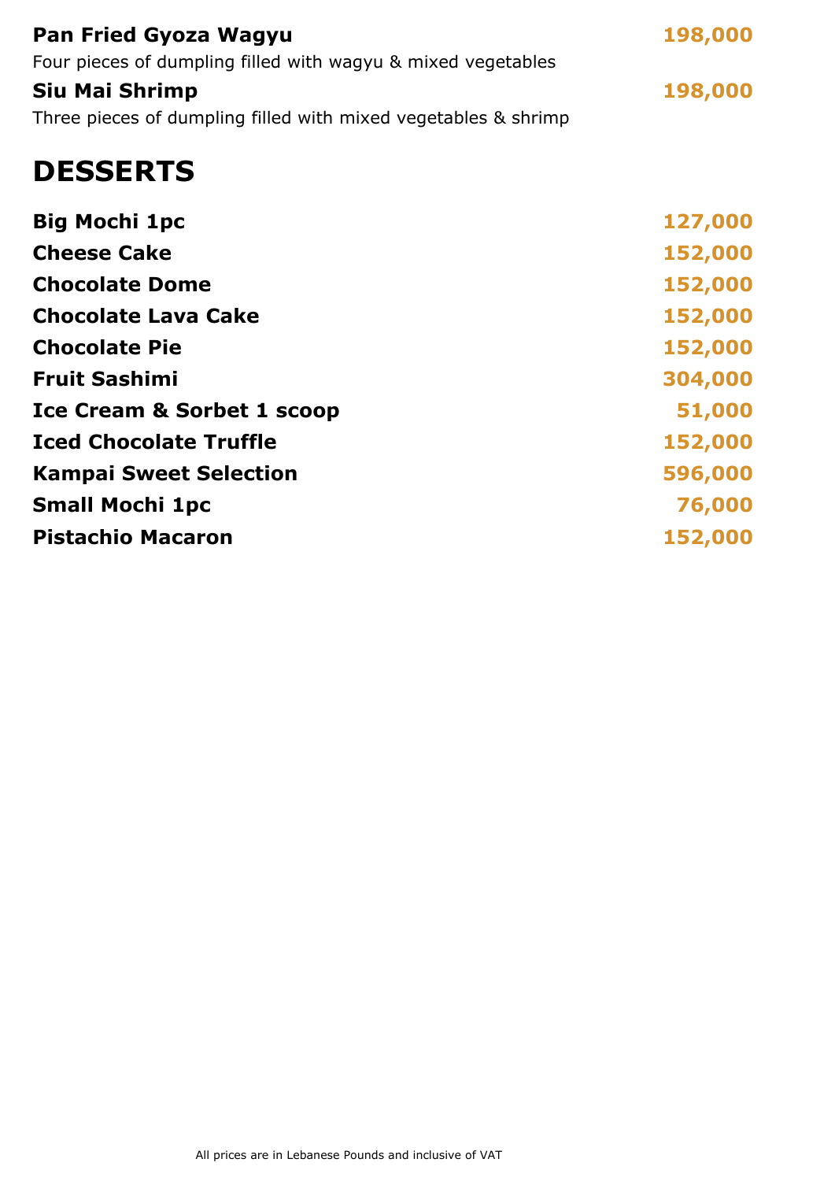**Pan Fried Gyoza Wagyu** **198,000**

Four pieces of dumpling filled with wagyu & mixed vegetables

**Siu Mai Shrimp** **198,000**

Three pieces of dumpling filled with mixed vegetables & shrimp

# DESSERTS

**Big Mochi 1pc** **127,000**

**Cheese Cake** **152,000**

**Chocolate Dome** **152,000**

**Chocolate Lava Cake** **152,000**

**Chocolate Pie** **152,000**

**Fruit Sashimi** **304,000**

**Ice Cream & Sorbet 1 scoop** **51,000**

**Iced Chocolate Truffle** **152,000**

**Kampai Sweet Selection** **596,000**

**Small Mochi 1pc** **76,000**

**Pistachio Macaron** **152,000**

All prices are in Lebanese Pounds and inclusive of VAT